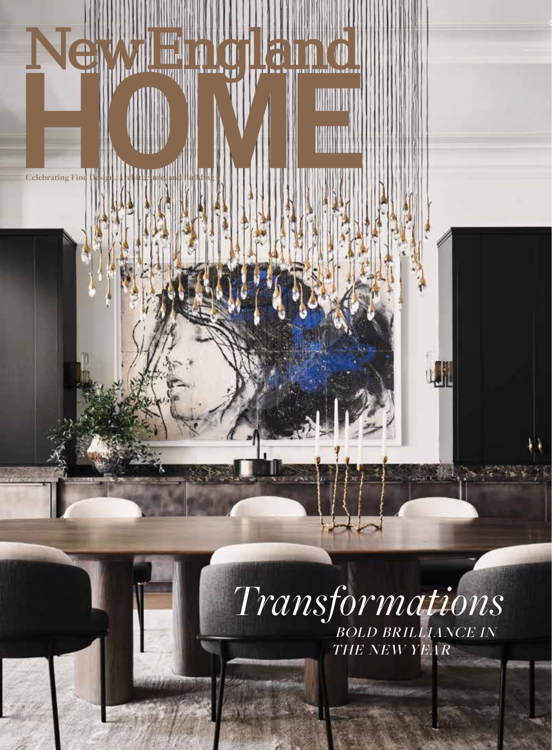# New England HOME

Celebrating Fine Design, Architecture, and Building

*Transformations*

*BOLD BRILLIANCE IN THE NEW YEAR*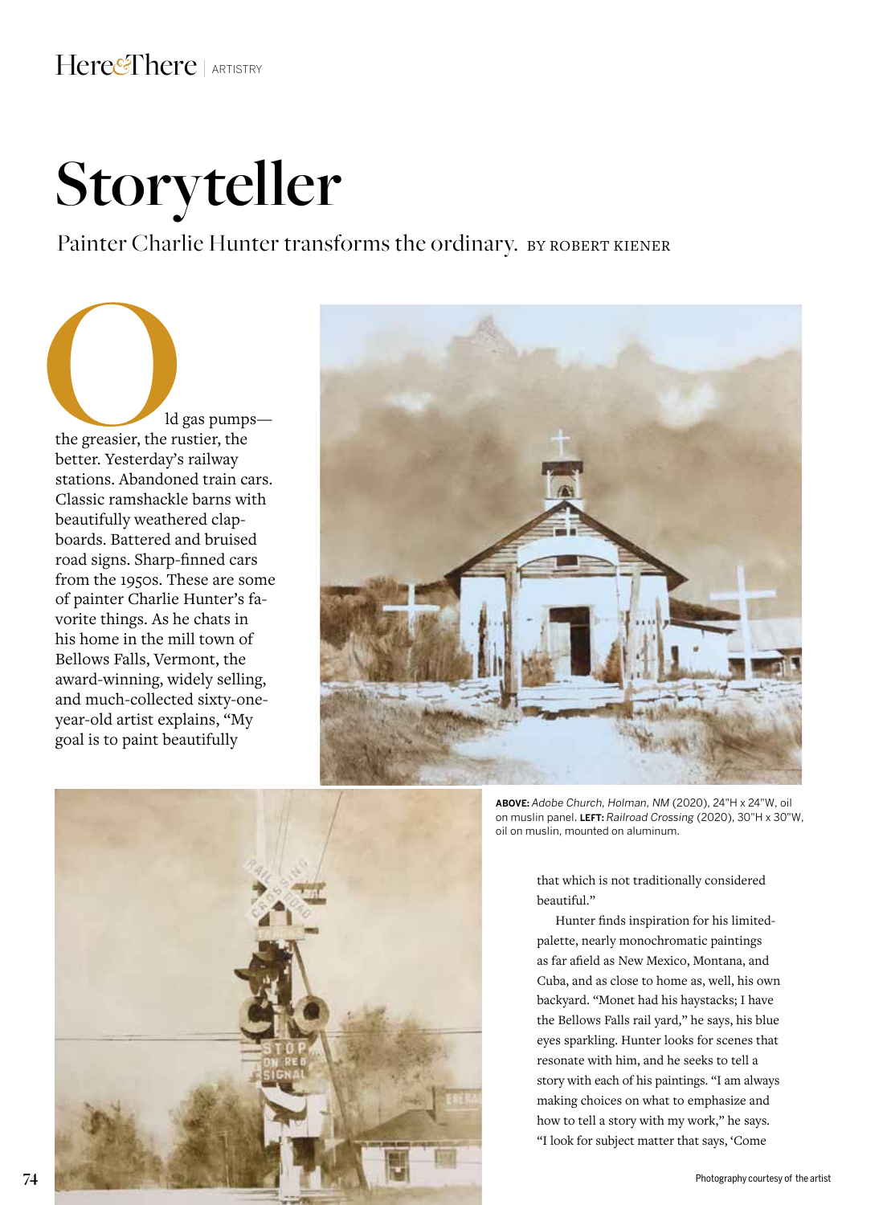# Storyteller

Painter Charlie Hunter transforms the ordinary. BY ROBERT KIENER

Old gas pumps—the greasier, the rustier, the better. Yesterday's railway stations. Abandoned train cars. Classic ramshackle barns with beautifully weathered clapboards. Battered and bruised road signs. Sharp-finned cars from the 1950s. These are some of painter Charlie Hunter's favorite things. As he chats in his home in the mill town of Bellows Falls, Vermont, the award-winning, widely selling, and much-collected sixty-one-year-old artist explains, "My goal is to paint beautifully that which is not traditionally considered beautiful."

**ABOVE:** *Adobe Church, Holman, NM* (2020), 24"H x 24"W, oil on muslin panel. **LEFT:** *Railroad Crossing* (2020), 30"H x 30"W, oil on muslin, mounted on aluminum.

Hunter finds inspiration for his limited-palette, nearly monochromatic paintings as far afield as New Mexico, Montana, and Cuba, and as close to home as, well, his own backyard. "Monet had his haystacks; I have the Bellows Falls rail yard," he says, his blue eyes sparkling. Hunter looks for scenes that resonate with him, and he seeks to tell a story with each of his paintings. "I am always making choices on what to emphasize and how to tell a story with my work," he says. "I look for subject matter that says, 'Come

Photography courtesy of the artist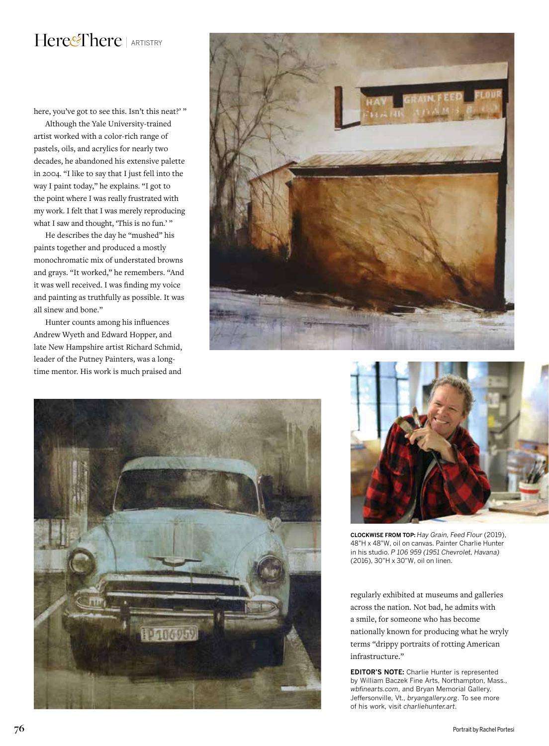here, you've got to see this. Isn't this neat?' "

Although the Yale University-trained artist worked with a color-rich range of pastels, oils, and acrylics for nearly two decades, he abandoned his extensive palette in 2004. "I like to say that I just fell into the way I paint today," he explains. "I got to the point where I was really frustrated with my work. I felt that I was merely reproducing what I saw and thought, 'This is no fun.' "

He describes the day he "mushed" his paints together and produced a mostly monochromatic mix of understated browns and grays. "It worked," he remembers. "And it was well received. I was finding my voice and painting as truthfully as possible. It was all sinew and bone."

Hunter counts among his influences Andrew Wyeth and Edward Hopper, and late New Hampshire artist Richard Schmid, leader of the Putney Painters, was a long-time mentor. His work is much praised and regularly exhibited at museums and galleries across the nation. Not bad, he admits with a smile, for someone who has become nationally known for producing what he wryly terms "drippy portraits of rotting American infrastructure."

**CLOCKWISE FROM TOP:** *Hay Grain, Feed Flour* (2019), 48"H x 48"W, oil on canvas. Painter Charlie Hunter in his studio. *P 106 959 (1951 Chevrolet, Havana)* (2016), 30"H x 30"W, oil on linen.

**EDITOR'S NOTE:** Charlie Hunter is represented by William Baczek Fine Arts, Northampton, Mass., *wbfinearts.com*, and Bryan Memorial Gallery, Jeffersonville, Vt., *bryangallery.org*. To see more of his work, visit *charliehunter.art*.

Portrait by Rachel Portesi